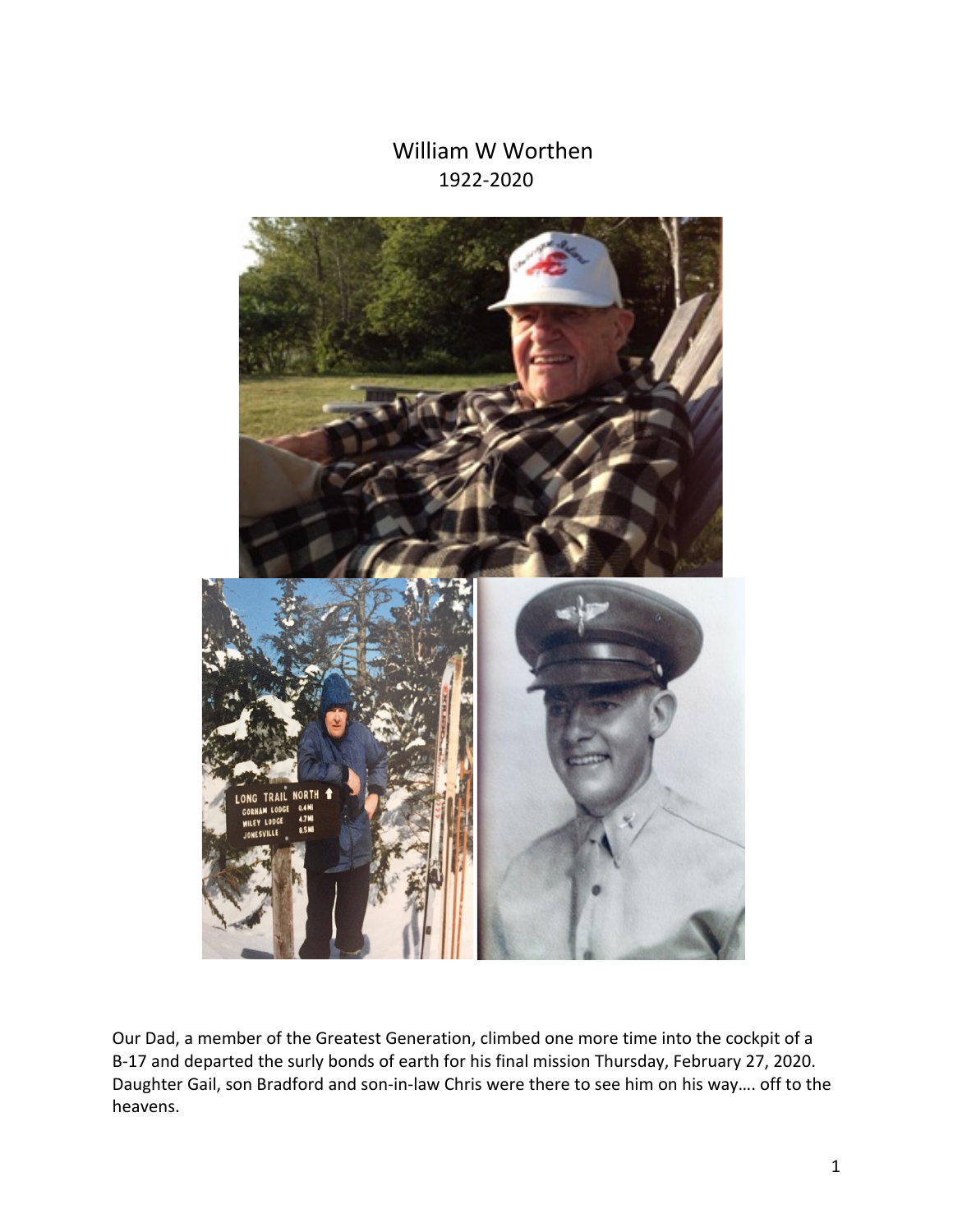# William W Worthen

1922-2020

Our Dad, a member of the Greatest Generation, climbed one more time into the cockpit of a B-17 and departed the surly bonds of earth for his final mission Thursday, February 27, 2020. Daughter Gail, son Bradford and son-in-law Chris were there to see him on his way…. off to the heavens.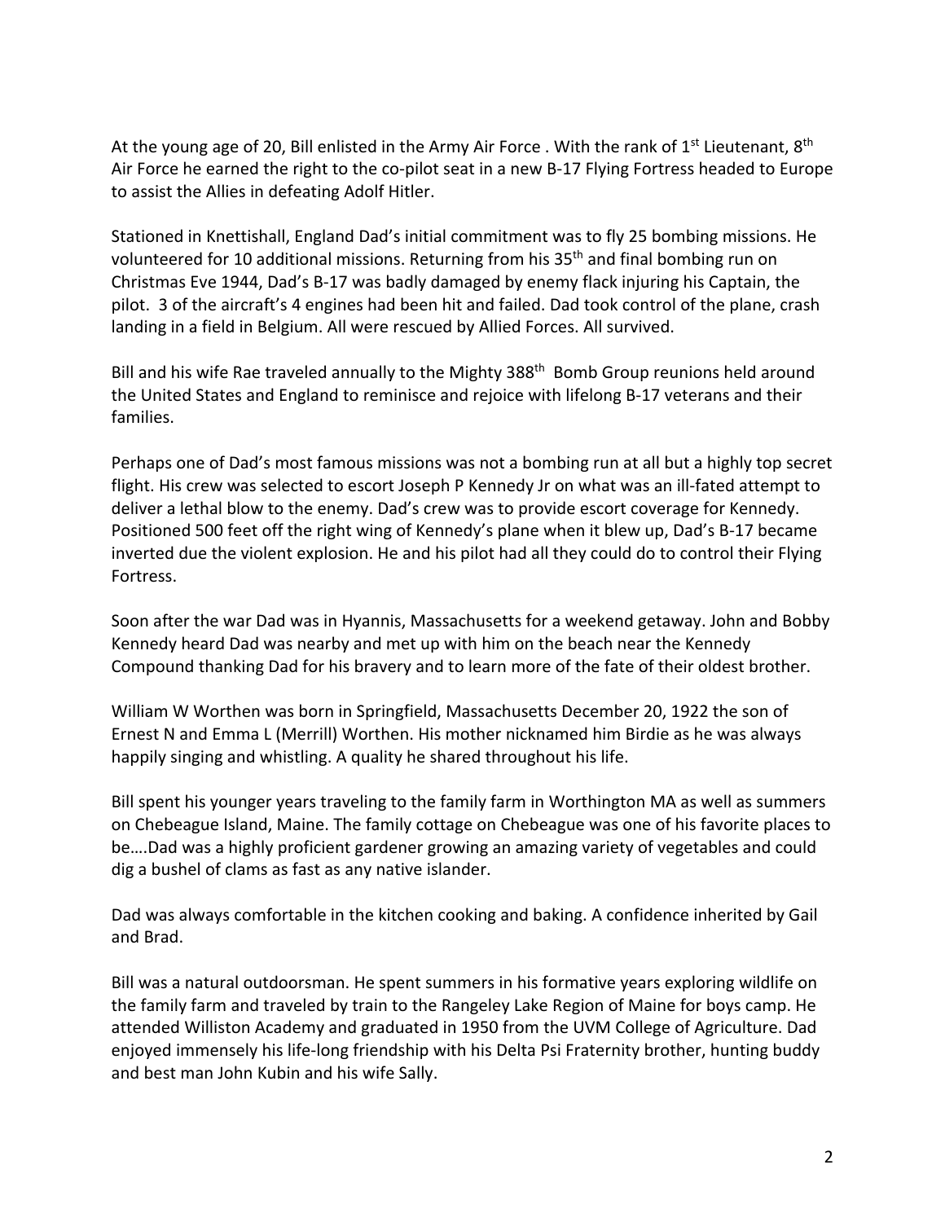At the young age of 20, Bill enlisted in the Army Air Force . With the rank of 1st Lieutenant, 8th Air Force he earned the right to the co-pilot seat in a new B-17 Flying Fortress headed to Europe to assist the Allies in defeating Adolf Hitler.

Stationed in Knettishall, England Dad's initial commitment was to fly 25 bombing missions. He volunteered for 10 additional missions. Returning from his 35th and final bombing run on Christmas Eve 1944, Dad's B-17 was badly damaged by enemy flack injuring his Captain, the pilot. 3 of the aircraft's 4 engines had been hit and failed. Dad took control of the plane, crash landing in a field in Belgium. All were rescued by Allied Forces. All survived.

Bill and his wife Rae traveled annually to the Mighty 388th Bomb Group reunions held around the United States and England to reminisce and rejoice with lifelong B-17 veterans and their families.

Perhaps one of Dad's most famous missions was not a bombing run at all but a highly top secret flight. His crew was selected to escort Joseph P Kennedy Jr on what was an ill-fated attempt to deliver a lethal blow to the enemy. Dad's crew was to provide escort coverage for Kennedy. Positioned 500 feet off the right wing of Kennedy's plane when it blew up, Dad's B-17 became inverted due the violent explosion. He and his pilot had all they could do to control their Flying Fortress.

Soon after the war Dad was in Hyannis, Massachusetts for a weekend getaway. John and Bobby Kennedy heard Dad was nearby and met up with him on the beach near the Kennedy Compound thanking Dad for his bravery and to learn more of the fate of their oldest brother.

William W Worthen was born in Springfield, Massachusetts December 20, 1922 the son of Ernest N and Emma L (Merrill) Worthen. His mother nicknamed him Birdie as he was always happily singing and whistling. A quality he shared throughout his life.

Bill spent his younger years traveling to the family farm in Worthington MA as well as summers on Chebeague Island, Maine. The family cottage on Chebeague was one of his favorite places to be….Dad was a highly proficient gardener growing an amazing variety of vegetables and could dig a bushel of clams as fast as any native islander.

Dad was always comfortable in the kitchen cooking and baking. A confidence inherited by Gail and Brad.

Bill was a natural outdoorsman. He spent summers in his formative years exploring wildlife on the family farm and traveled by train to the Rangeley Lake Region of Maine for boys camp. He attended Williston Academy and graduated in 1950 from the UVM College of Agriculture. Dad enjoyed immensely his life-long friendship with his Delta Psi Fraternity brother, hunting buddy and best man John Kubin and his wife Sally.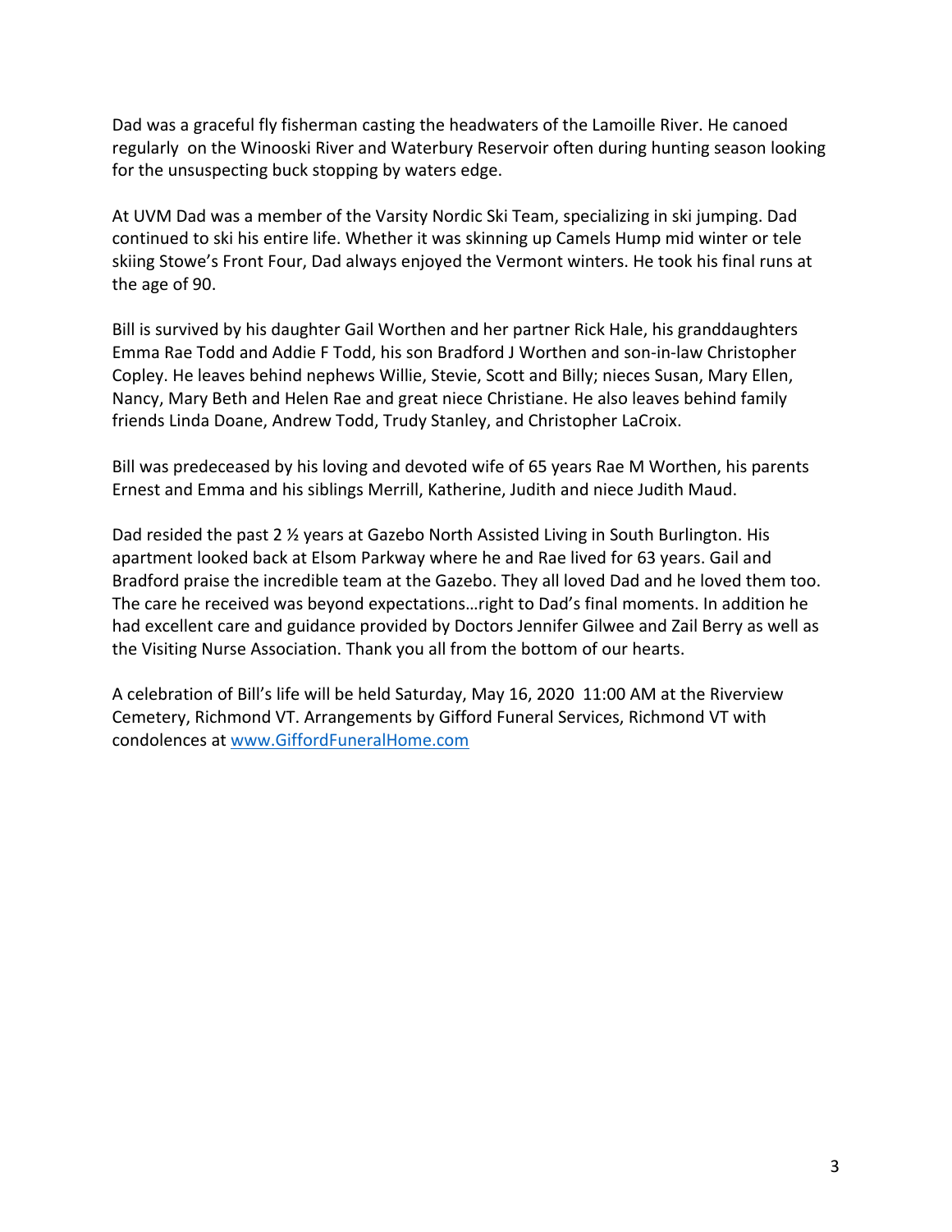Dad was a graceful fly fisherman casting the headwaters of the Lamoille River. He canoed regularly on the Winooski River and Waterbury Reservoir often during hunting season looking for the unsuspecting buck stopping by waters edge.

At UVM Dad was a member of the Varsity Nordic Ski Team, specializing in ski jumping. Dad continued to ski his entire life. Whether it was skinning up Camels Hump mid winter or tele skiing Stowe's Front Four, Dad always enjoyed the Vermont winters. He took his final runs at the age of 90.

Bill is survived by his daughter Gail Worthen and her partner Rick Hale, his granddaughters Emma Rae Todd and Addie F Todd, his son Bradford J Worthen and son-in-law Christopher Copley. He leaves behind nephews Willie, Stevie, Scott and Billy; nieces Susan, Mary Ellen, Nancy, Mary Beth and Helen Rae and great niece Christiane. He also leaves behind family friends Linda Doane, Andrew Todd, Trudy Stanley, and Christopher LaCroix.

Bill was predeceased by his loving and devoted wife of 65 years Rae M Worthen, his parents Ernest and Emma and his siblings Merrill, Katherine, Judith and niece Judith Maud.

Dad resided the past 2 ½ years at Gazebo North Assisted Living in South Burlington. His apartment looked back at Elsom Parkway where he and Rae lived for 63 years. Gail and Bradford praise the incredible team at the Gazebo. They all loved Dad and he loved them too. The care he received was beyond expectations…right to Dad's final moments. In addition he had excellent care and guidance provided by Doctors Jennifer Gilwee and Zail Berry as well as the Visiting Nurse Association. Thank you all from the bottom of our hearts.

A celebration of Bill's life will be held Saturday, May 16, 2020 11:00 AM at the Riverview Cemetery, Richmond VT. Arrangements by Gifford Funeral Services, Richmond VT with condolences at [www.GiffordFuneralHome.com](http://www.GiffordFuneralHome.com)